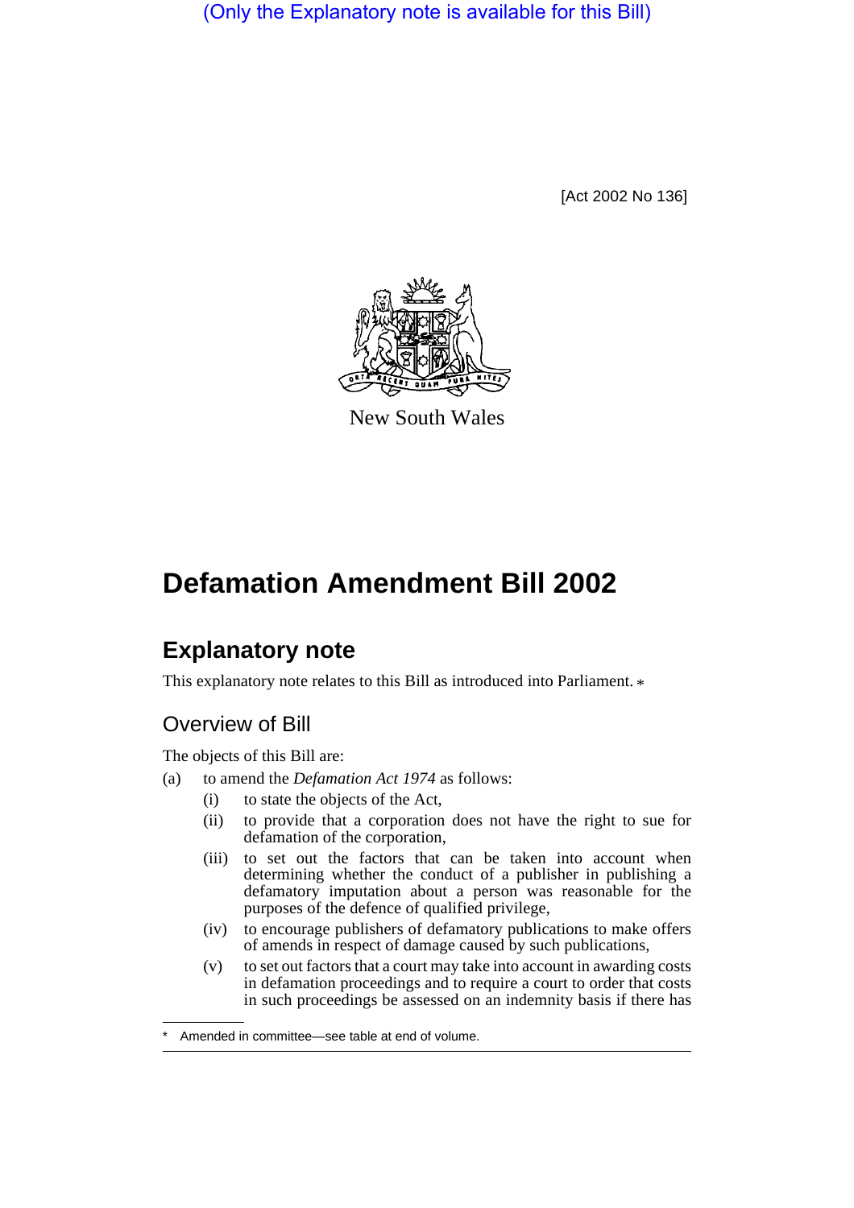(Only the Explanatory note is available for this Bill)

[Act 2002 No 136]

New South Wales

# Defamation Amendment Bill 2002

## Explanatory note

This explanatory note relates to this Bill as introduced into Parliament. *

### Overview of Bill

The objects of this Bill are:

(a) to amend the *Defamation Act 1974* as follows:

  (i) to state the objects of the Act,

  (ii) to provide that a corporation does not have the right to sue for defamation of the corporation,

  (iii) to set out the factors that can be taken into account when determining whether the conduct of a publisher in publishing a defamatory imputation about a person was reasonable for the purposes of the defence of qualified privilege,

  (iv) to encourage publishers of defamatory publications to make offers of amends in respect of damage caused by such publications,

  (v) to set out factors that a court may take into account in awarding costs in defamation proceedings and to require a court to order that costs in such proceedings be assessed on an indemnity basis if there has

* Amended in committee—see table at end of volume.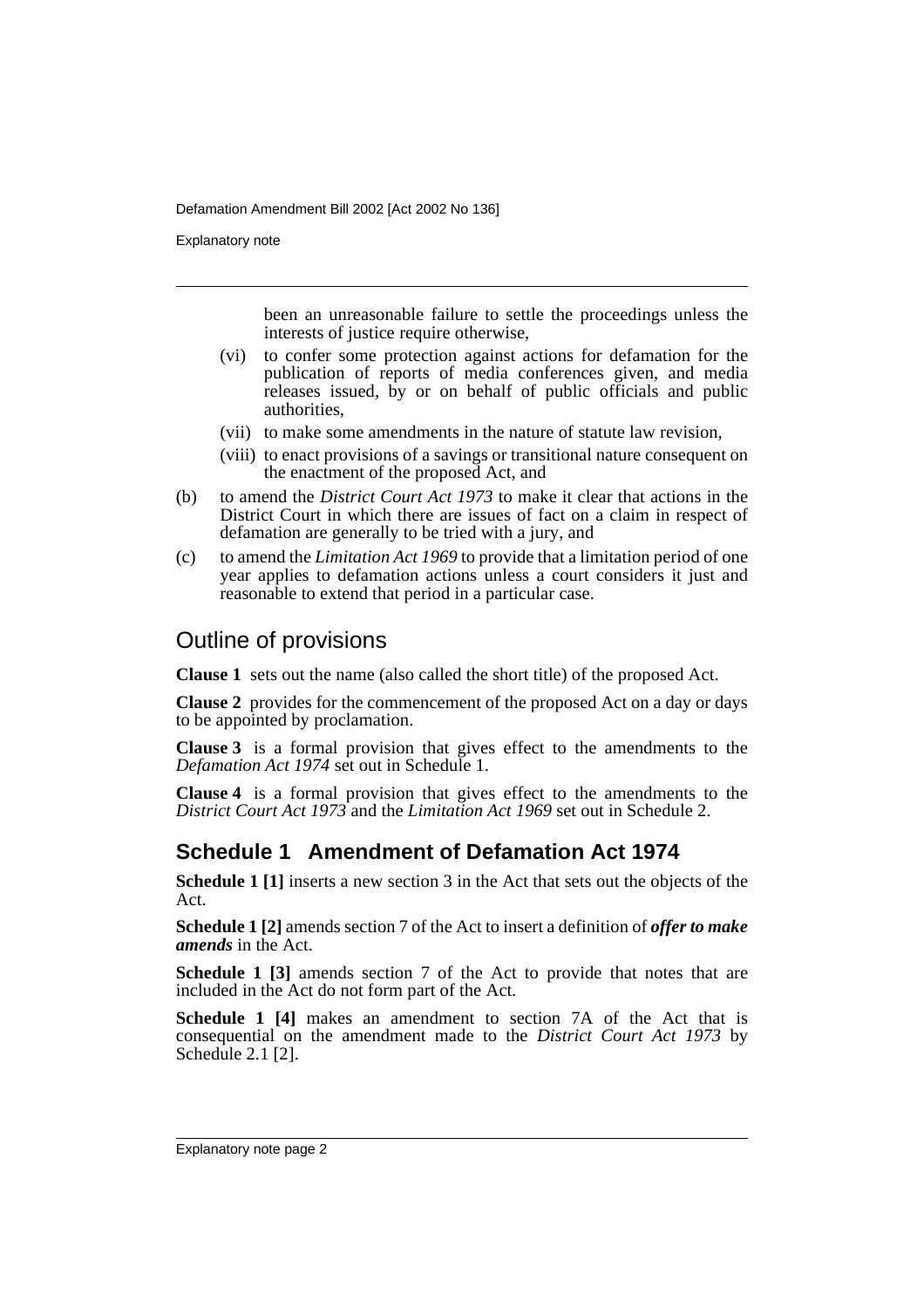been an unreasonable failure to settle the proceedings unless the interests of justice require otherwise,

(vi) to confer some protection against actions for defamation for the publication of reports of media conferences given, and media releases issued, by or on behalf of public officials and public authorities,

(vii) to make some amendments in the nature of statute law revision,

(viii) to enact provisions of a savings or transitional nature consequent on the enactment of the proposed Act, and

(b) to amend the *District Court Act 1973* to make it clear that actions in the District Court in which there are issues of fact on a claim in respect of defamation are generally to be tried with a jury, and

(c) to amend the *Limitation Act 1969* to provide that a limitation period of one year applies to defamation actions unless a court considers it just and reasonable to extend that period in a particular case.

## Outline of provisions

**Clause 1** sets out the name (also called the short title) of the proposed Act.

**Clause 2** provides for the commencement of the proposed Act on a day or days to be appointed by proclamation.

**Clause 3** is a formal provision that gives effect to the amendments to the *Defamation Act 1974* set out in Schedule 1.

**Clause 4** is a formal provision that gives effect to the amendments to the *District Court Act 1973* and the *Limitation Act 1969* set out in Schedule 2.

## Schedule 1 Amendment of Defamation Act 1974

**Schedule 1 [1]** inserts a new section 3 in the Act that sets out the objects of the Act.

**Schedule 1 [2]** amends section 7 of the Act to insert a definition of ***offer to make amends*** in the Act.

**Schedule 1 [3]** amends section 7 of the Act to provide that notes that are included in the Act do not form part of the Act.

**Schedule 1 [4]** makes an amendment to section 7A of the Act that is consequential on the amendment made to the *District Court Act 1973* by Schedule 2.1 [2].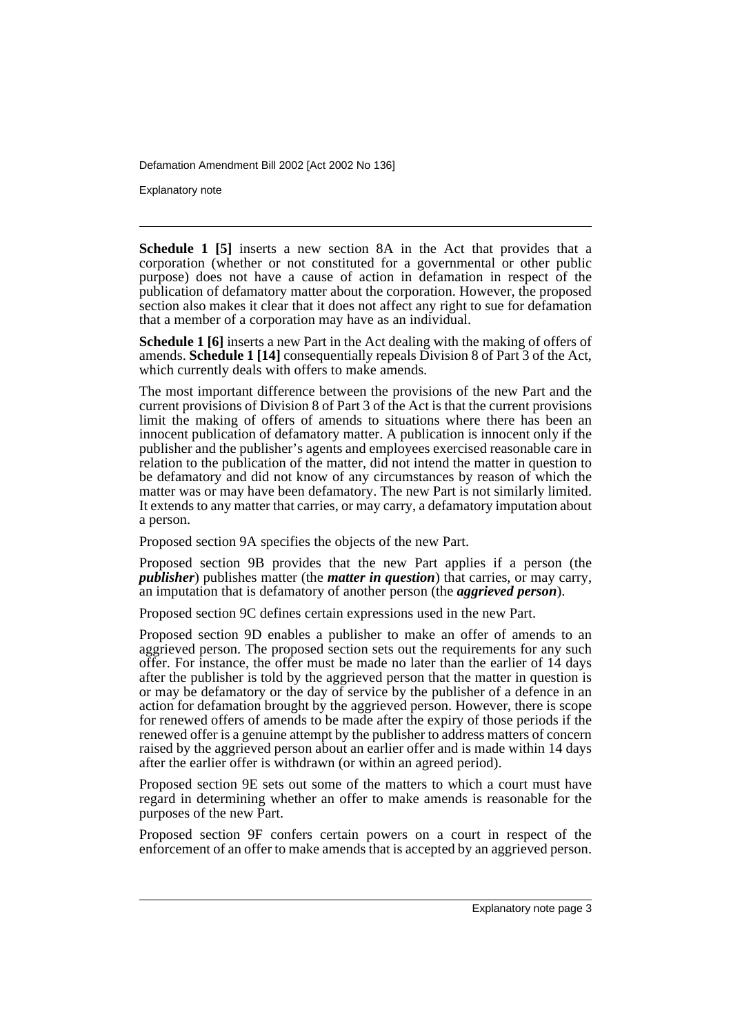**Schedule 1 [5]** inserts a new section 8A in the Act that provides that a corporation (whether or not constituted for a governmental or other public purpose) does not have a cause of action in defamation in respect of the publication of defamatory matter about the corporation. However, the proposed section also makes it clear that it does not affect any right to sue for defamation that a member of a corporation may have as an individual.

**Schedule 1 [6]** inserts a new Part in the Act dealing with the making of offers of amends. **Schedule 1 [14]** consequentially repeals Division 8 of Part 3 of the Act, which currently deals with offers to make amends.

The most important difference between the provisions of the new Part and the current provisions of Division 8 of Part 3 of the Act is that the current provisions limit the making of offers of amends to situations where there has been an innocent publication of defamatory matter. A publication is innocent only if the publisher and the publisher's agents and employees exercised reasonable care in relation to the publication of the matter, did not intend the matter in question to be defamatory and did not know of any circumstances by reason of which the matter was or may have been defamatory. The new Part is not similarly limited. It extends to any matter that carries, or may carry, a defamatory imputation about a person.

Proposed section 9A specifies the objects of the new Part.

Proposed section 9B provides that the new Part applies if a person (the ***publisher***) publishes matter (the ***matter in question***) that carries, or may carry, an imputation that is defamatory of another person (the ***aggrieved person***).

Proposed section 9C defines certain expressions used in the new Part.

Proposed section 9D enables a publisher to make an offer of amends to an aggrieved person. The proposed section sets out the requirements for any such offer. For instance, the offer must be made no later than the earlier of 14 days after the publisher is told by the aggrieved person that the matter in question is or may be defamatory or the day of service by the publisher of a defence in an action for defamation brought by the aggrieved person. However, there is scope for renewed offers of amends to be made after the expiry of those periods if the renewed offer is a genuine attempt by the publisher to address matters of concern raised by the aggrieved person about an earlier offer and is made within 14 days after the earlier offer is withdrawn (or within an agreed period).

Proposed section 9E sets out some of the matters to which a court must have regard in determining whether an offer to make amends is reasonable for the purposes of the new Part.

Proposed section 9F confers certain powers on a court in respect of the enforcement of an offer to make amends that is accepted by an aggrieved person.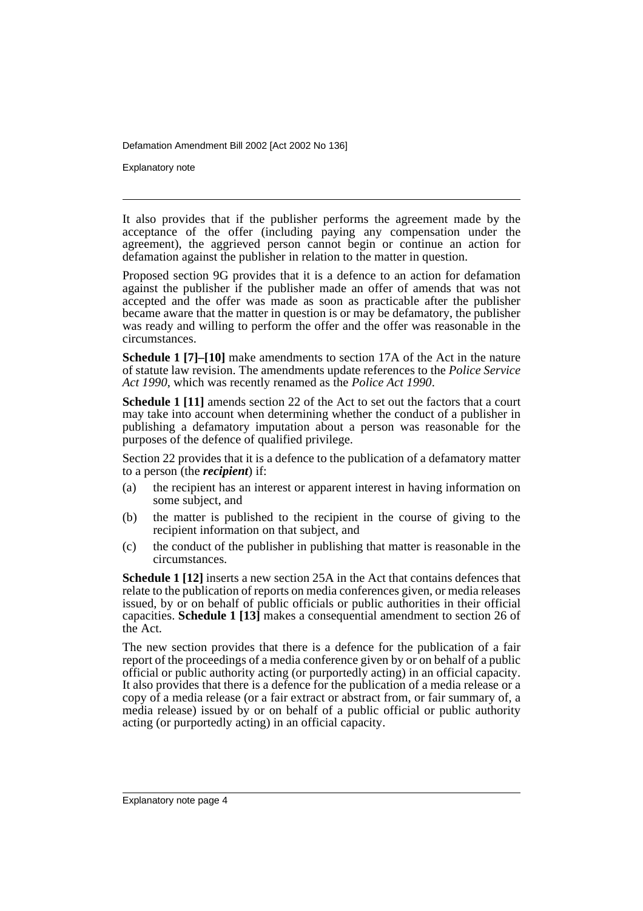It also provides that if the publisher performs the agreement made by the acceptance of the offer (including paying any compensation under the agreement), the aggrieved person cannot begin or continue an action for defamation against the publisher in relation to the matter in question.

Proposed section 9G provides that it is a defence to an action for defamation against the publisher if the publisher made an offer of amends that was not accepted and the offer was made as soon as practicable after the publisher became aware that the matter in question is or may be defamatory, the publisher was ready and willing to perform the offer and the offer was reasonable in the circumstances.

**Schedule 1 [7]–[10]** make amendments to section 17A of the Act in the nature of statute law revision. The amendments update references to the *Police Service Act 1990*, which was recently renamed as the *Police Act 1990*.

**Schedule 1 [11]** amends section 22 of the Act to set out the factors that a court may take into account when determining whether the conduct of a publisher in publishing a defamatory imputation about a person was reasonable for the purposes of the defence of qualified privilege.

Section 22 provides that it is a defence to the publication of a defamatory matter to a person (the ***recipient***) if:

(a) the recipient has an interest or apparent interest in having information on some subject, and

(b) the matter is published to the recipient in the course of giving to the recipient information on that subject, and

(c) the conduct of the publisher in publishing that matter is reasonable in the circumstances.

**Schedule 1 [12]** inserts a new section 25A in the Act that contains defences that relate to the publication of reports on media conferences given, or media releases issued, by or on behalf of public officials or public authorities in their official capacities. **Schedule 1 [13]** makes a consequential amendment to section 26 of the Act.

The new section provides that there is a defence for the publication of a fair report of the proceedings of a media conference given by or on behalf of a public official or public authority acting (or purportedly acting) in an official capacity. It also provides that there is a defence for the publication of a media release or a copy of a media release (or a fair extract or abstract from, or fair summary of, a media release) issued by or on behalf of a public official or public authority acting (or purportedly acting) in an official capacity.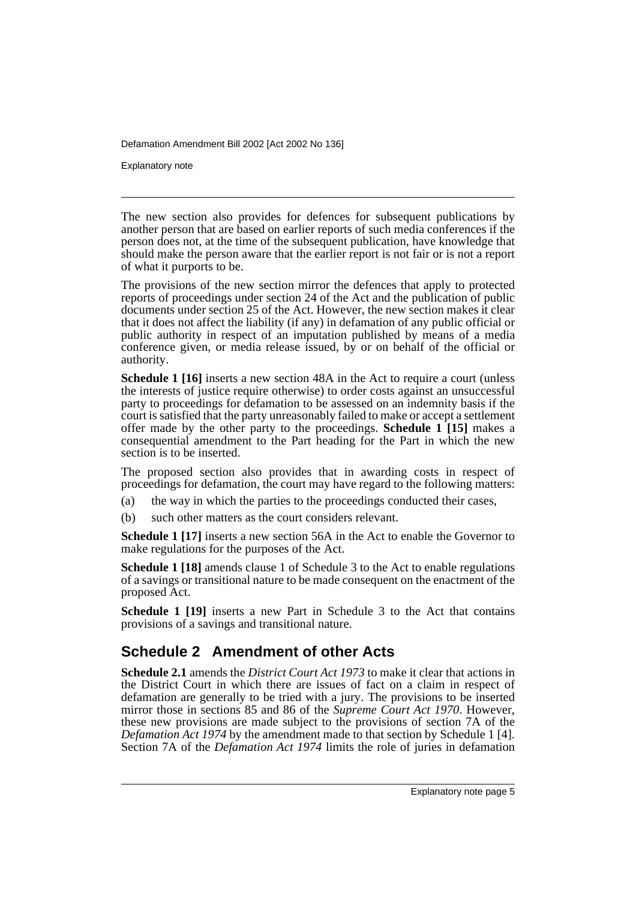The new section also provides for defences for subsequent publications by another person that are based on earlier reports of such media conferences if the person does not, at the time of the subsequent publication, have knowledge that should make the person aware that the earlier report is not fair or is not a report of what it purports to be.

The provisions of the new section mirror the defences that apply to protected reports of proceedings under section 24 of the Act and the publication of public documents under section 25 of the Act. However, the new section makes it clear that it does not affect the liability (if any) in defamation of any public official or public authority in respect of an imputation published by means of a media conference given, or media release issued, by or on behalf of the official or authority.

**Schedule 1 [16]** inserts a new section 48A in the Act to require a court (unless the interests of justice require otherwise) to order costs against an unsuccessful party to proceedings for defamation to be assessed on an indemnity basis if the court is satisfied that the party unreasonably failed to make or accept a settlement offer made by the other party to the proceedings. **Schedule 1 [15]** makes a consequential amendment to the Part heading for the Part in which the new section is to be inserted.

The proposed section also provides that in awarding costs in respect of proceedings for defamation, the court may have regard to the following matters:

(a) the way in which the parties to the proceedings conducted their cases,

(b) such other matters as the court considers relevant.

**Schedule 1 [17]** inserts a new section 56A in the Act to enable the Governor to make regulations for the purposes of the Act.

**Schedule 1 [18]** amends clause 1 of Schedule 3 to the Act to enable regulations of a savings or transitional nature to be made consequent on the enactment of the proposed Act.

**Schedule 1 [19]** inserts a new Part in Schedule 3 to the Act that contains provisions of a savings and transitional nature.

## Schedule 2 Amendment of other Acts

**Schedule 2.1** amends the *District Court Act 1973* to make it clear that actions in the District Court in which there are issues of fact on a claim in respect of defamation are generally to be tried with a jury. The provisions to be inserted mirror those in sections 85 and 86 of the *Supreme Court Act 1970*. However, these new provisions are made subject to the provisions of section 7A of the *Defamation Act 1974* by the amendment made to that section by Schedule 1 [4]. Section 7A of the *Defamation Act 1974* limits the role of juries in defamation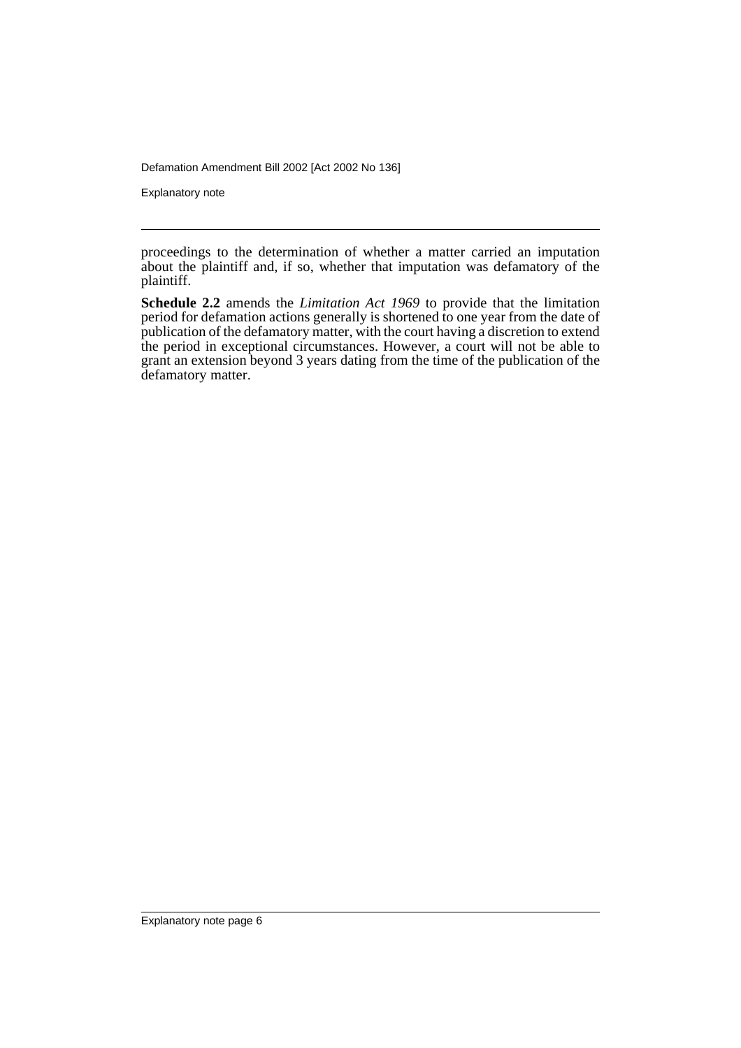proceedings to the determination of whether a matter carried an imputation about the plaintiff and, if so, whether that imputation was defamatory of the plaintiff.

**Schedule 2.2** amends the *Limitation Act 1969* to provide that the limitation period for defamation actions generally is shortened to one year from the date of publication of the defamatory matter, with the court having a discretion to extend the period in exceptional circumstances. However, a court will not be able to grant an extension beyond 3 years dating from the time of the publication of the defamatory matter.